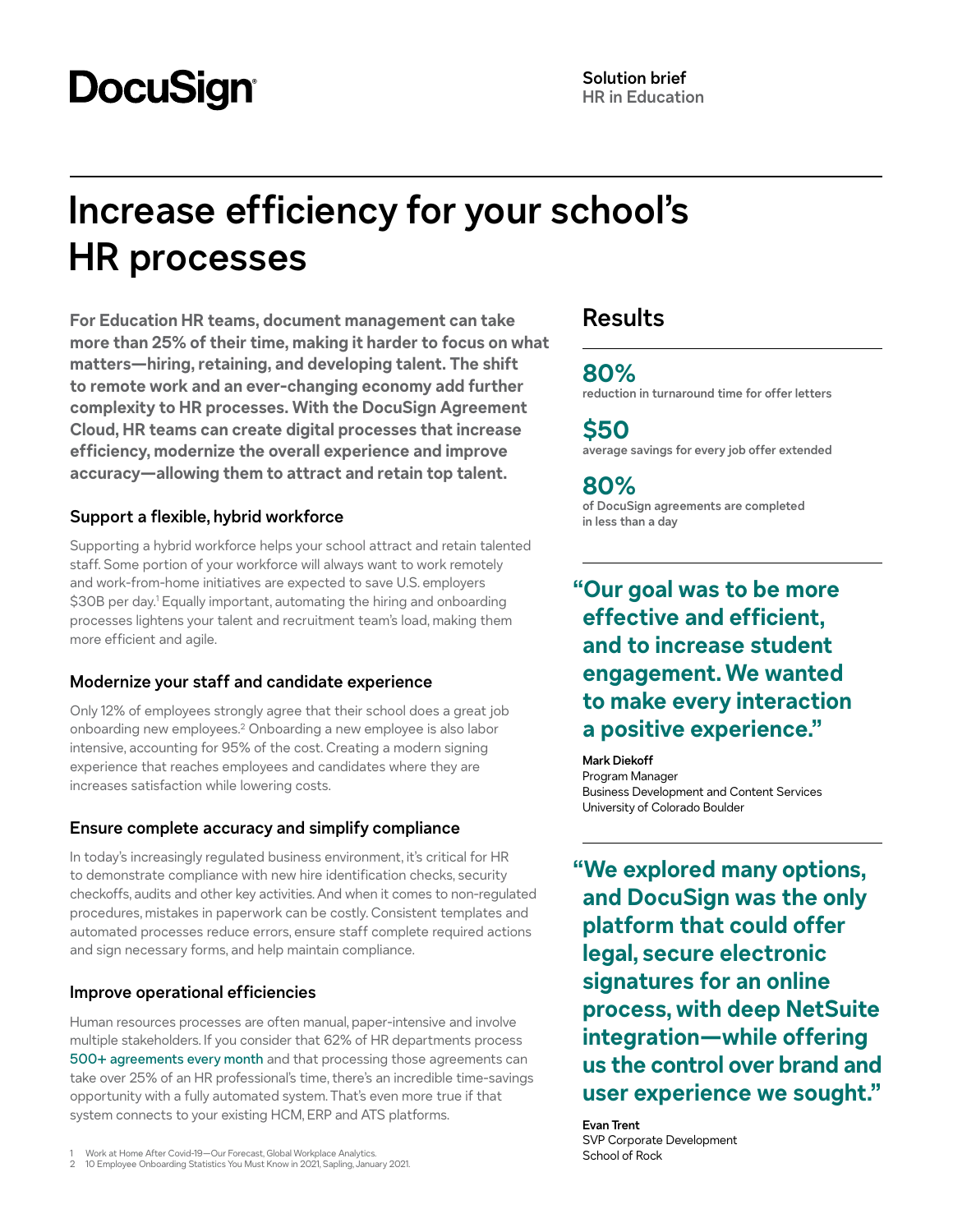DocuSign

**Solution brief**
**HR in Education**

# Increase efficiency for your school's HR processes

**For Education HR teams, document management can take more than 25% of their time, making it harder to focus on what matters—hiring, retaining, and developing talent. The shift to remote work and an ever-changing economy add further complexity to HR processes. With the DocuSign Agreement Cloud, HR teams can create digital processes that increase efficiency, modernize the overall experience and improve accuracy—allowing them to attract and retain top talent.**

### Support a flexible, hybrid workforce

Supporting a hybrid workforce helps your school attract and retain talented staff. Some portion of your workforce will always want to work remotely and work-from-home initiatives are expected to save U.S. employers $30B per day.[1] Equally important, automating the hiring and onboarding processes lightens your talent and recruitment team's load, making them more efficient and agile.

### Modernize your staff and candidate experience

Only 12% of employees strongly agree that their school does a great job onboarding new employees.[2] Onboarding a new employee is also labor intensive, accounting for 95% of the cost. Creating a modern signing experience that reaches employees and candidates where they are increases satisfaction while lowering costs.

### Ensure complete accuracy and simplify compliance

In today's increasingly regulated business environment, it's critical for HR to demonstrate compliance with new hire identification checks, security checkoffs, audits and other key activities. And when it comes to non-regulated procedures, mistakes in paperwork can be costly. Consistent templates and automated processes reduce errors, ensure staff complete required actions and sign necessary forms, and help maintain compliance.

### Improve operational efficiencies

Human resources processes are often manual, paper-intensive and involve multiple stakeholders. If you consider that 62% of HR departments process 500+ agreements every month and that processing those agreements can take over 25% of an HR professional's time, there's an incredible time-savings opportunity with a fully automated system. That's even more true if that system connects to your existing HCM, ERP and ATS platforms.

1 Work at Home After Covid-19—Our Forecast, Global Workplace Analytics.
2 10 Employee Onboarding Statistics You Must Know in 2021, Sapling, January 2021.

## Results

**80%**
reduction in turnaround time for offer letters

**$50**
average savings for every job offer extended

**80%**
of DocuSign agreements are completed in less than a day

> **"Our goal was to be more effective and efficient, and to increase student engagement. We wanted to make every interaction a positive experience."**

**Mark Diekoff**
Program Manager
Business Development and Content Services
University of Colorado Boulder

> **"We explored many options, and DocuSign was the only platform that could offer legal, secure electronic signatures for an online process, with deep NetSuite integration—while offering us the control over brand and user experience we sought."**

**Evan Trent**
SVP Corporate Development
School of Rock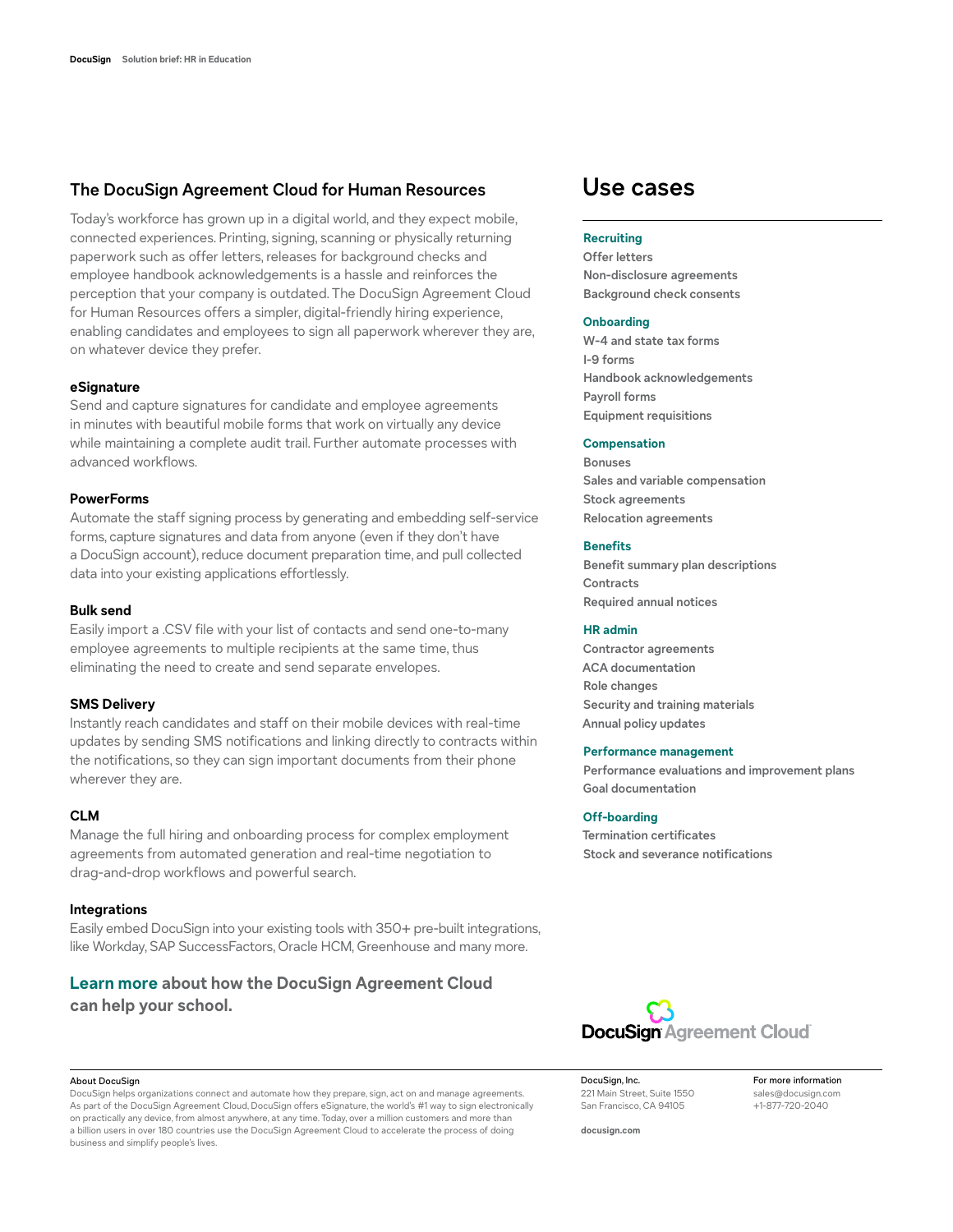## The DocuSign Agreement Cloud for Human Resources

Today's workforce has grown up in a digital world, and they expect mobile, connected experiences. Printing, signing, scanning or physically returning paperwork such as offer letters, releases for background checks and employee handbook acknowledgements is a hassle and reinforces the perception that your company is outdated. The DocuSign Agreement Cloud for Human Resources offers a simpler, digital-friendly hiring experience, enabling candidates and employees to sign all paperwork wherever they are, on whatever device they prefer.

**eSignature**
Send and capture signatures for candidate and employee agreements in minutes with beautiful mobile forms that work on virtually any device while maintaining a complete audit trail. Further automate processes with advanced workflows.

**PowerForms**
Automate the staff signing process by generating and embedding self-service forms, capture signatures and data from anyone (even if they don't have a DocuSign account), reduce document preparation time, and pull collected data into your existing applications effortlessly.

**Bulk send**
Easily import a .CSV file with your list of contacts and send one-to-many employee agreements to multiple recipients at the same time, thus eliminating the need to create and send separate envelopes.

**SMS Delivery**
Instantly reach candidates and staff on their mobile devices with real-time updates by sending SMS notifications and linking directly to contracts within the notifications, so they can sign important documents from their phone wherever they are.

**CLM**
Manage the full hiring and onboarding process for complex employment agreements from automated generation and real-time negotiation to drag-and-drop workflows and powerful search.

**Integrations**
Easily embed DocuSign into your existing tools with 350+ pre-built integrations, like Workday, SAP SuccessFactors, Oracle HCM, Greenhouse and many more.

**Learn more about how the DocuSign Agreement Cloud can help your school.**

## Use cases

**Recruiting**
Offer letters
Non-disclosure agreements
Background check consents

**Onboarding**
W-4 and state tax forms
I-9 forms
Handbook acknowledgements
Payroll forms
Equipment requisitions

**Compensation**
Bonuses
Sales and variable compensation
Stock agreements
Relocation agreements

**Benefits**
Benefit summary plan descriptions
Contracts
Required annual notices

**HR admin**
Contractor agreements
ACA documentation
Role changes
Security and training materials
Annual policy updates

**Performance management**
Performance evaluations and improvement plans
Goal documentation

**Off-boarding**
Termination certificates
Stock and severance notifications

DocuSign Agreement Cloud

About DocuSign
DocuSign helps organizations connect and automate how they prepare, sign, act on and manage agreements. As part of the DocuSign Agreement Cloud, DocuSign offers eSignature, the world's #1 way to sign electronically on practically any device, from almost anywhere, at any time. Today, over a million customers and more than a billion users in over 180 countries use the DocuSign Agreement Cloud to accelerate the process of doing business and simplify people's lives.

DocuSign, Inc.
221 Main Street, Suite 1550
San Francisco, CA 94105

docusign.com

For more information
sales@docusign.com
+1-877-720-2040